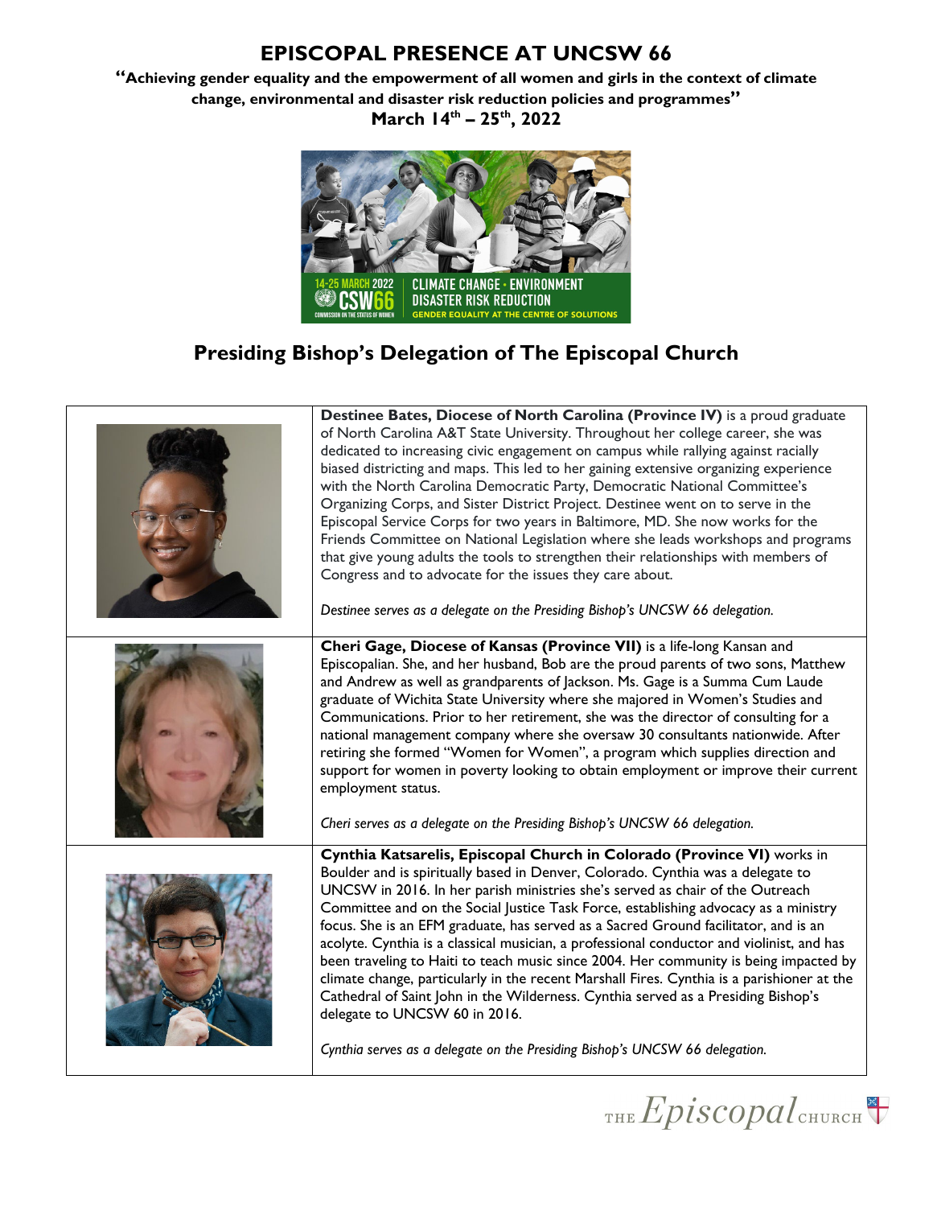# EPISCOPAL PRESENCE AT UNCSW 66

**"Achieving gender equality and the empowerment of all women and girls in the context of climate change, environmental and disaster risk reduction policies and programmes"**

**March 14th – 25th, 2022**

## Presiding Bishop's Delegation of The Episcopal Church

**Destinee Bates, Diocese of North Carolina (Province IV)** is a proud graduate of North Carolina A&T State University. Throughout her college career, she was dedicated to increasing civic engagement on campus while rallying against racially biased districting and maps. This led to her gaining extensive organizing experience with the North Carolina Democratic Party, Democratic National Committee's Organizing Corps, and Sister District Project. Destinee went on to serve in the Episcopal Service Corps for two years in Baltimore, MD. She now works for the Friends Committee on National Legislation where she leads workshops and programs that give young adults the tools to strengthen their relationships with members of Congress and to advocate for the issues they care about.

*Destinee serves as a delegate on the Presiding Bishop's UNCSW 66 delegation.*

**Cheri Gage, Diocese of Kansas (Province VII)** is a life-long Kansan and Episcopalian. She, and her husband, Bob are the proud parents of two sons, Matthew and Andrew as well as grandparents of Jackson. Ms. Gage is a Summa Cum Laude graduate of Wichita State University where she majored in Women's Studies and Communications. Prior to her retirement, she was the director of consulting for a national management company where she oversaw 30 consultants nationwide. After retiring she formed "Women for Women", a program which supplies direction and support for women in poverty looking to obtain employment or improve their current employment status.

*Cheri serves as a delegate on the Presiding Bishop's UNCSW 66 delegation.*

**Cynthia Katsarelis, Episcopal Church in Colorado (Province VI)** works in Boulder and is spiritually based in Denver, Colorado. Cynthia was a delegate to UNCSW in 2016. In her parish ministries she's served as chair of the Outreach Committee and on the Social Justice Task Force, establishing advocacy as a ministry focus. She is an EFM graduate, has served as a Sacred Ground facilitator, and is an acolyte. Cynthia is a classical musician, a professional conductor and violinist, and has been traveling to Haiti to teach music since 2004. Her community is being impacted by climate change, particularly in the recent Marshall Fires. Cynthia is a parishioner at the Cathedral of Saint John in the Wilderness. Cynthia served as a Presiding Bishop's delegate to UNCSW 60 in 2016.

*Cynthia serves as a delegate on the Presiding Bishop's UNCSW 66 delegation.*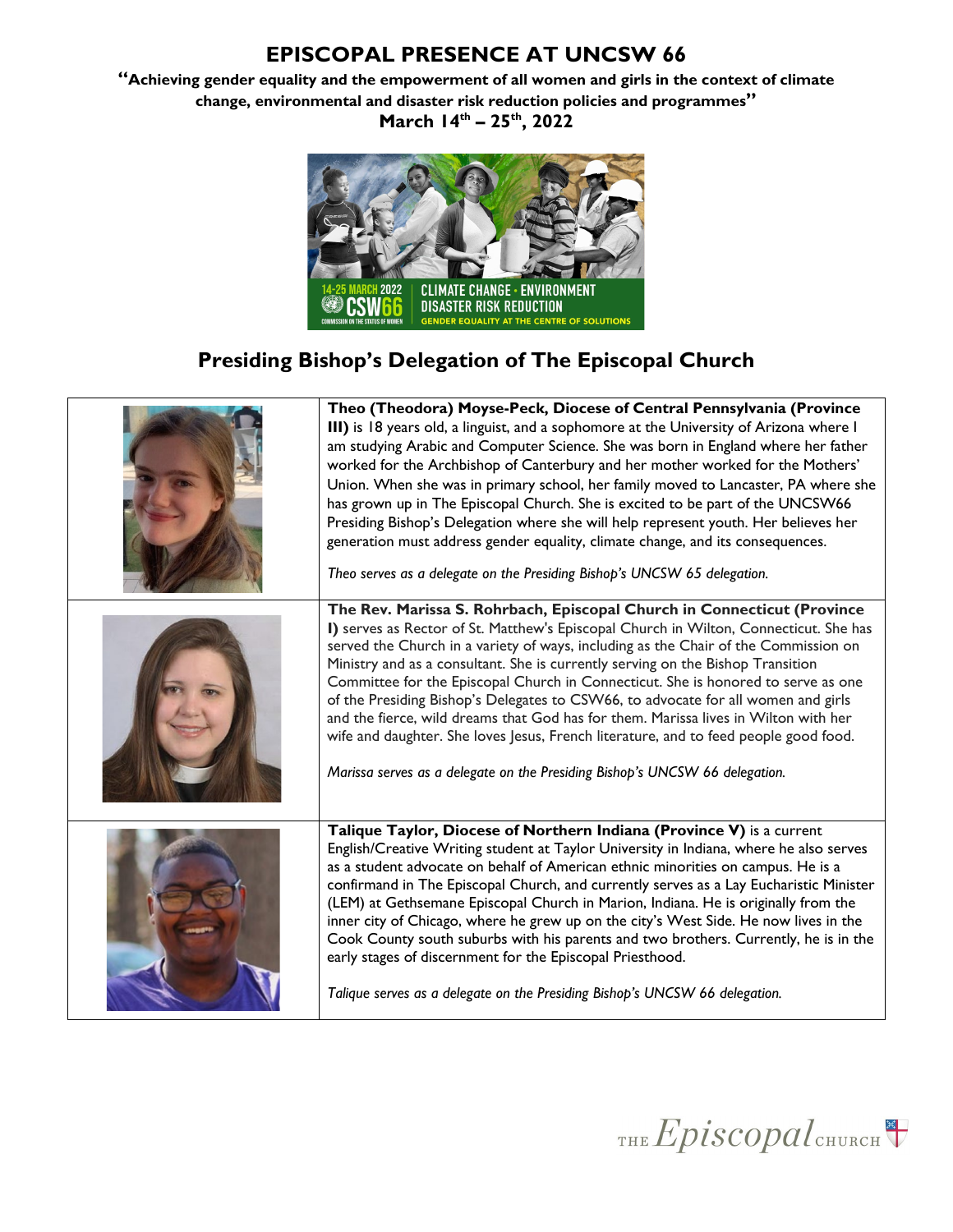# EPISCOPAL PRESENCE AT UNCSW 66

**"Achieving gender equality and the empowerment of all women and girls in the context of climate change, environmental and disaster risk reduction policies and programmes"**

**March 14th – 25th, 2022**

## Presiding Bishop's Delegation of The Episcopal Church

**Theo (Theodora) Moyse-Peck, Diocese of Central Pennsylvania (Province III)** is 18 years old, a linguist, and a sophomore at the University of Arizona where I am studying Arabic and Computer Science. She was born in England where her father worked for the Archbishop of Canterbury and her mother worked for the Mothers' Union. When she was in primary school, her family moved to Lancaster, PA where she has grown up in The Episcopal Church. She is excited to be part of the UNCSW66 Presiding Bishop's Delegation where she will help represent youth. Her believes her generation must address gender equality, climate change, and its consequences.

*Theo serves as a delegate on the Presiding Bishop's UNCSW 65 delegation.*

**The Rev. Marissa S. Rohrbach, Episcopal Church in Connecticut (Province I)** serves as Rector of St. Matthew's Episcopal Church in Wilton, Connecticut. She has served the Church in a variety of ways, including as the Chair of the Commission on Ministry and as a consultant. She is currently serving on the Bishop Transition Committee for the Episcopal Church in Connecticut. She is honored to serve as one of the Presiding Bishop's Delegates to CSW66, to advocate for all women and girls and the fierce, wild dreams that God has for them. Marissa lives in Wilton with her wife and daughter. She loves Jesus, French literature, and to feed people good food.

*Marissa serves as a delegate on the Presiding Bishop's UNCSW 66 delegation.*

**Talique Taylor, Diocese of Northern Indiana (Province V)** is a current English/Creative Writing student at Taylor University in Indiana, where he also serves as a student advocate on behalf of American ethnic minorities on campus. He is a confirmand in The Episcopal Church, and currently serves as a Lay Eucharistic Minister (LEM) at Gethsemane Episcopal Church in Marion, Indiana. He is originally from the inner city of Chicago, where he grew up on the city's West Side. He now lives in the Cook County south suburbs with his parents and two brothers. Currently, he is in the early stages of discernment for the Episcopal Priesthood.

*Talique serves as a delegate on the Presiding Bishop's UNCSW 66 delegation.*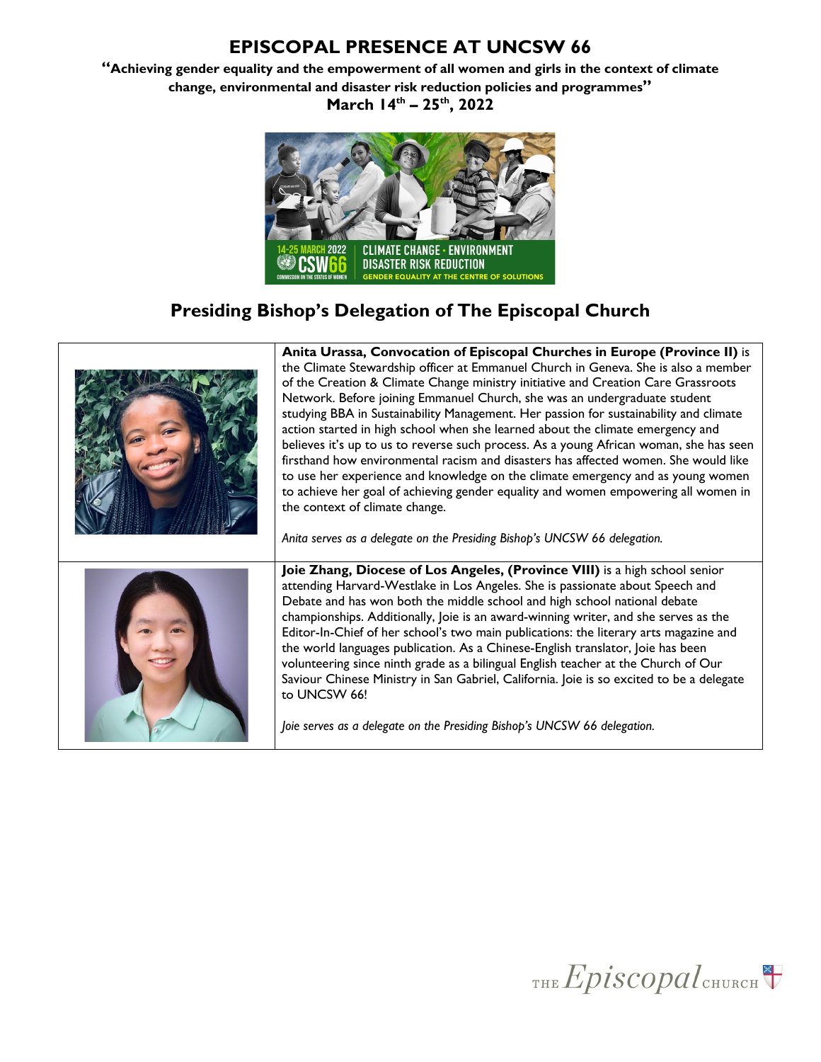# EPISCOPAL PRESENCE AT UNCSW 66

**"Achieving gender equality and the empowerment of all women and girls in the context of climate change, environmental and disaster risk reduction policies and programmes"**

**March 14th – 25th, 2022**

## Presiding Bishop's Delegation of The Episcopal Church

**Anita Urassa, Convocation of Episcopal Churches in Europe (Province II)** is the Climate Stewardship officer at Emmanuel Church in Geneva. She is also a member of the Creation & Climate Change ministry initiative and Creation Care Grassroots Network. Before joining Emmanuel Church, she was an undergraduate student studying BBA in Sustainability Management. Her passion for sustainability and climate action started in high school when she learned about the climate emergency and believes it's up to us to reverse such process. As a young African woman, she has seen firsthand how environmental racism and disasters has affected women. She would like to use her experience and knowledge on the climate emergency and as young women to achieve her goal of achieving gender equality and women empowering all women in the context of climate change.

*Anita serves as a delegate on the Presiding Bishop's UNCSW 66 delegation.*

**Joie Zhang, Diocese of Los Angeles, (Province VIII)** is a high school senior attending Harvard-Westlake in Los Angeles. She is passionate about Speech and Debate and has won both the middle school and high school national debate championships. Additionally, Joie is an award-winning writer, and she serves as the Editor-In-Chief of her school's two main publications: the literary arts magazine and the world languages publication. As a Chinese-English translator, Joie has been volunteering since ninth grade as a bilingual English teacher at the Church of Our Saviour Chinese Ministry in San Gabriel, California. Joie is so excited to be a delegate to UNCSW 66!

*Joie serves as a delegate on the Presiding Bishop's UNCSW 66 delegation.*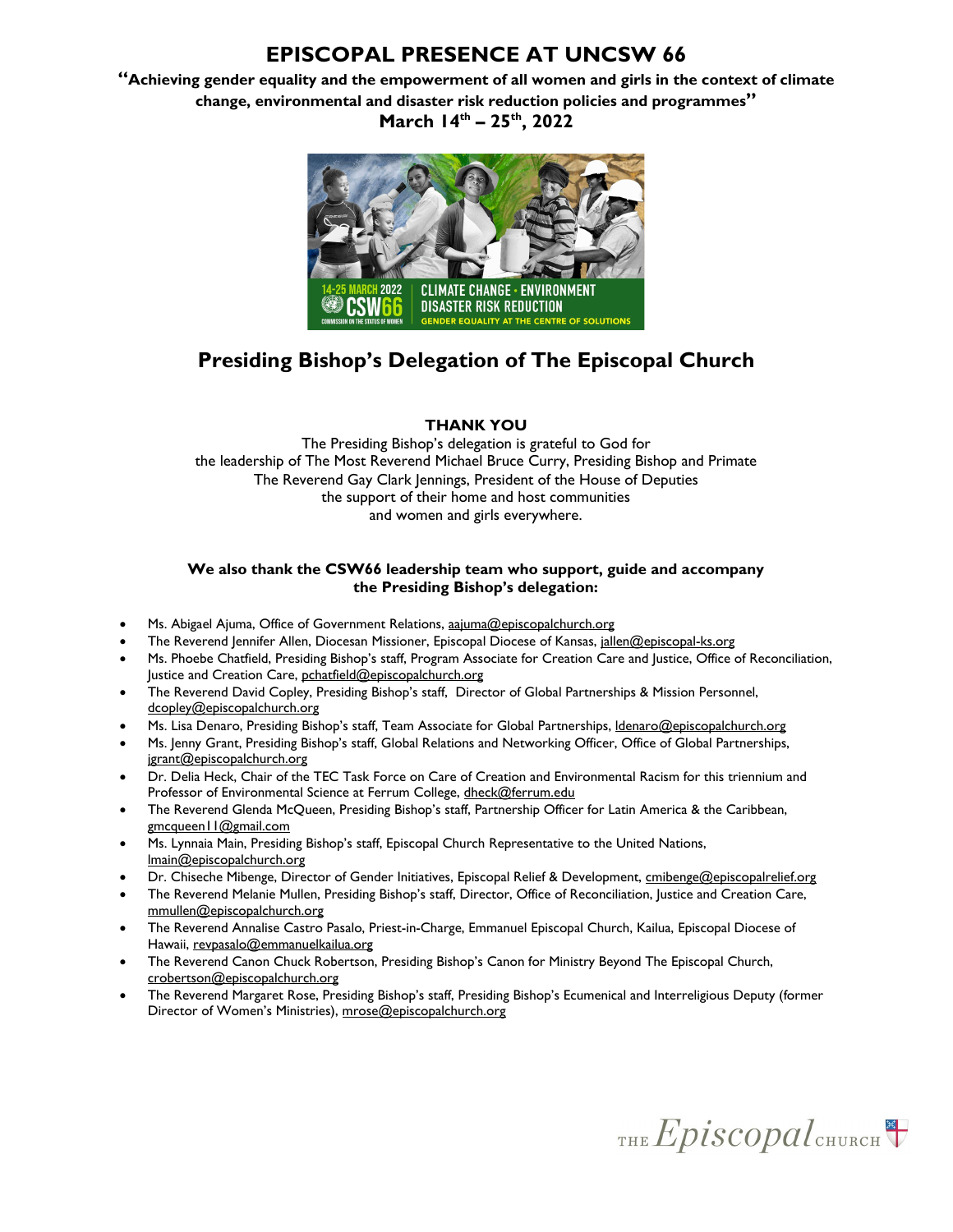# EPISCOPAL PRESENCE AT UNCSW 66

**"Achieving gender equality and the empowerment of all women and girls in the context of climate change, environmental and disaster risk reduction policies and programmes"**

**March 14th – 25th, 2022**

## Presiding Bishop's Delegation of The Episcopal Church

### THANK YOU

The Presiding Bishop's delegation is grateful to God for
the leadership of The Most Reverend Michael Bruce Curry, Presiding Bishop and Primate
The Reverend Gay Clark Jennings, President of the House of Deputies
the support of their home and host communities
and women and girls everywhere.

**We also thank the CSW66 leadership team who support, guide and accompany the Presiding Bishop's delegation:**

- Ms. Abigael Ajuma, Office of Government Relations, aajuma@episcopalchurch.org
- The Reverend Jennifer Allen, Diocesan Missioner, Episcopal Diocese of Kansas, jallen@episcopal-ks.org
- Ms. Phoebe Chatfield, Presiding Bishop's staff, Program Associate for Creation Care and Justice, Office of Reconciliation, Justice and Creation Care, pchatfield@episcopalchurch.org
- The Reverend David Copley, Presiding Bishop's staff, Director of Global Partnerships & Mission Personnel, dcopley@episcopalchurch.org
- Ms. Lisa Denaro, Presiding Bishop's staff, Team Associate for Global Partnerships, ldenaro@episcopalchurch.org
- Ms. Jenny Grant, Presiding Bishop's staff, Global Relations and Networking Officer, Office of Global Partnerships, jgrant@episcopalchurch.org
- Dr. Delia Heck, Chair of the TEC Task Force on Care of Creation and Environmental Racism for this triennium and Professor of Environmental Science at Ferrum College, dheck@ferrum.edu
- The Reverend Glenda McQueen, Presiding Bishop's staff, Partnership Officer for Latin America & the Caribbean, gmcqueen11@gmail.com
- Ms. Lynnaia Main, Presiding Bishop's staff, Episcopal Church Representative to the United Nations, lmain@episcopalchurch.org
- Dr. Chiseche Mibenge, Director of Gender Initiatives, Episcopal Relief & Development, cmibenge@episcopalrelief.org
- The Reverend Melanie Mullen, Presiding Bishop's staff, Director, Office of Reconciliation, Justice and Creation Care, mmullen@episcopalchurch.org
- The Reverend Annalise Castro Pasalo, Priest-in-Charge, Emmanuel Episcopal Church, Kailua, Episcopal Diocese of Hawaii, revpasalo@emmanuelkailua.org
- The Reverend Canon Chuck Robertson, Presiding Bishop's Canon for Ministry Beyond The Episcopal Church, crobertson@episcopalchurch.org
- The Reverend Margaret Rose, Presiding Bishop's staff, Presiding Bishop's Ecumenical and Interreligious Deputy (former Director of Women's Ministries), mrose@episcopalchurch.org